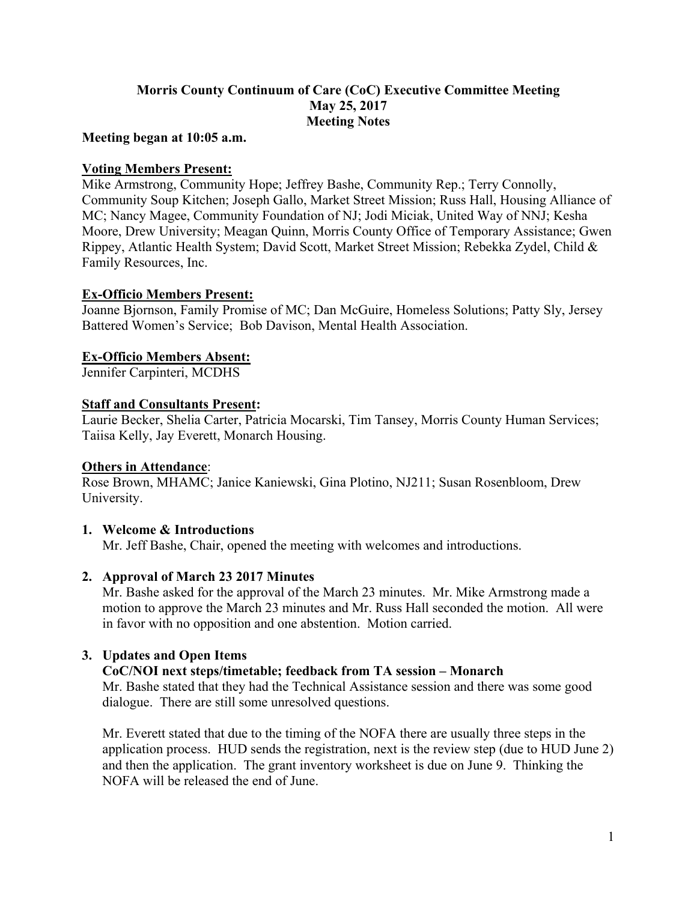**Morris County Continuum of Care (CoC) Executive Committee Meeting**
**May 25, 2017**
**Meeting Notes**

**Meeting began at 10:05 a.m.**

**Voting Members Present:**
Mike Armstrong, Community Hope; Jeffrey Bashe, Community Rep.; Terry Connolly, Community Soup Kitchen; Joseph Gallo, Market Street Mission; Russ Hall, Housing Alliance of MC; Nancy Magee, Community Foundation of NJ; Jodi Miciak, United Way of NNJ; Kesha Moore, Drew University; Meagan Quinn, Morris County Office of Temporary Assistance; Gwen Rippey, Atlantic Health System; David Scott, Market Street Mission; Rebekka Zydel, Child & Family Resources, Inc.

**Ex-Officio Members Present:**
Joanne Bjornson, Family Promise of MC; Dan McGuire, Homeless Solutions; Patty Sly, Jersey Battered Women's Service; Bob Davison, Mental Health Association.

**Ex-Officio Members Absent:**
Jennifer Carpinteri, MCDHS

**Staff and Consultants Present:**
Laurie Becker, Shelia Carter, Patricia Mocarski, Tim Tansey, Morris County Human Services; Taiisa Kelly, Jay Everett, Monarch Housing.

**Others in Attendance**:
Rose Brown, MHAMC; Janice Kaniewski, Gina Plotino, NJ211; Susan Rosenbloom, Drew University.

1. **Welcome & Introductions**
   Mr. Jeff Bashe, Chair, opened the meeting with welcomes and introductions.

2. **Approval of March 23 2017 Minutes**
   Mr. Bashe asked for the approval of the March 23 minutes. Mr. Mike Armstrong made a motion to approve the March 23 minutes and Mr. Russ Hall seconded the motion. All were in favor with no opposition and one abstention. Motion carried.

3. **Updates and Open Items**
   **CoC/NOI next steps/timetable; feedback from TA session – Monarch**
   Mr. Bashe stated that they had the Technical Assistance session and there was some good dialogue. There are still some unresolved questions.

   Mr. Everett stated that due to the timing of the NOFA there are usually three steps in the application process. HUD sends the registration, next is the review step (due to HUD June 2) and then the application. The grant inventory worksheet is due on June 9. Thinking the NOFA will be released the end of June.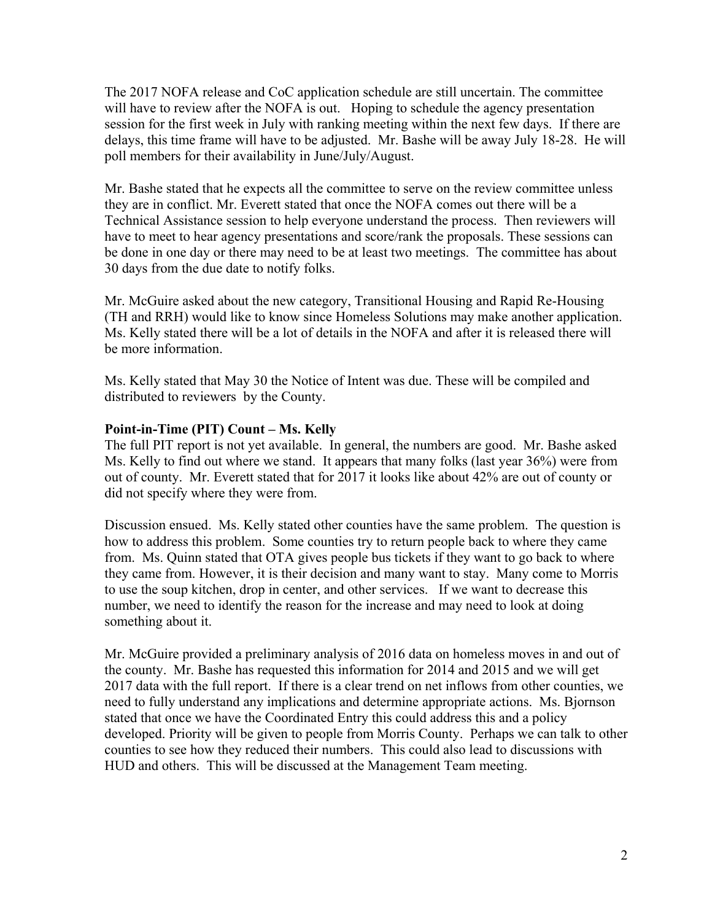The 2017 NOFA release and CoC application schedule are still uncertain. The committee will have to review after the NOFA is out. Hoping to schedule the agency presentation session for the first week in July with ranking meeting within the next few days. If there are delays, this time frame will have to be adjusted. Mr. Bashe will be away July 18-28. He will poll members for their availability in June/July/August.

Mr. Bashe stated that he expects all the committee to serve on the review committee unless they are in conflict. Mr. Everett stated that once the NOFA comes out there will be a Technical Assistance session to help everyone understand the process. Then reviewers will have to meet to hear agency presentations and score/rank the proposals. These sessions can be done in one day or there may need to be at least two meetings. The committee has about 30 days from the due date to notify folks.

Mr. McGuire asked about the new category, Transitional Housing and Rapid Re-Housing (TH and RRH) would like to know since Homeless Solutions may make another application. Ms. Kelly stated there will be a lot of details in the NOFA and after it is released there will be more information.

Ms. Kelly stated that May 30 the Notice of Intent was due. These will be compiled and distributed to reviewers by the County.

**Point-in-Time (PIT) Count – Ms. Kelly**

The full PIT report is not yet available. In general, the numbers are good. Mr. Bashe asked Ms. Kelly to find out where we stand. It appears that many folks (last year 36%) were from out of county. Mr. Everett stated that for 2017 it looks like about 42% are out of county or did not specify where they were from.

Discussion ensued. Ms. Kelly stated other counties have the same problem. The question is how to address this problem. Some counties try to return people back to where they came from. Ms. Quinn stated that OTA gives people bus tickets if they want to go back to where they came from. However, it is their decision and many want to stay. Many come to Morris to use the soup kitchen, drop in center, and other services. If we want to decrease this number, we need to identify the reason for the increase and may need to look at doing something about it.

Mr. McGuire provided a preliminary analysis of 2016 data on homeless moves in and out of the county. Mr. Bashe has requested this information for 2014 and 2015 and we will get 2017 data with the full report. If there is a clear trend on net inflows from other counties, we need to fully understand any implications and determine appropriate actions. Ms. Bjornson stated that once we have the Coordinated Entry this could address this and a policy developed. Priority will be given to people from Morris County. Perhaps we can talk to other counties to see how they reduced their numbers. This could also lead to discussions with HUD and others. This will be discussed at the Management Team meeting.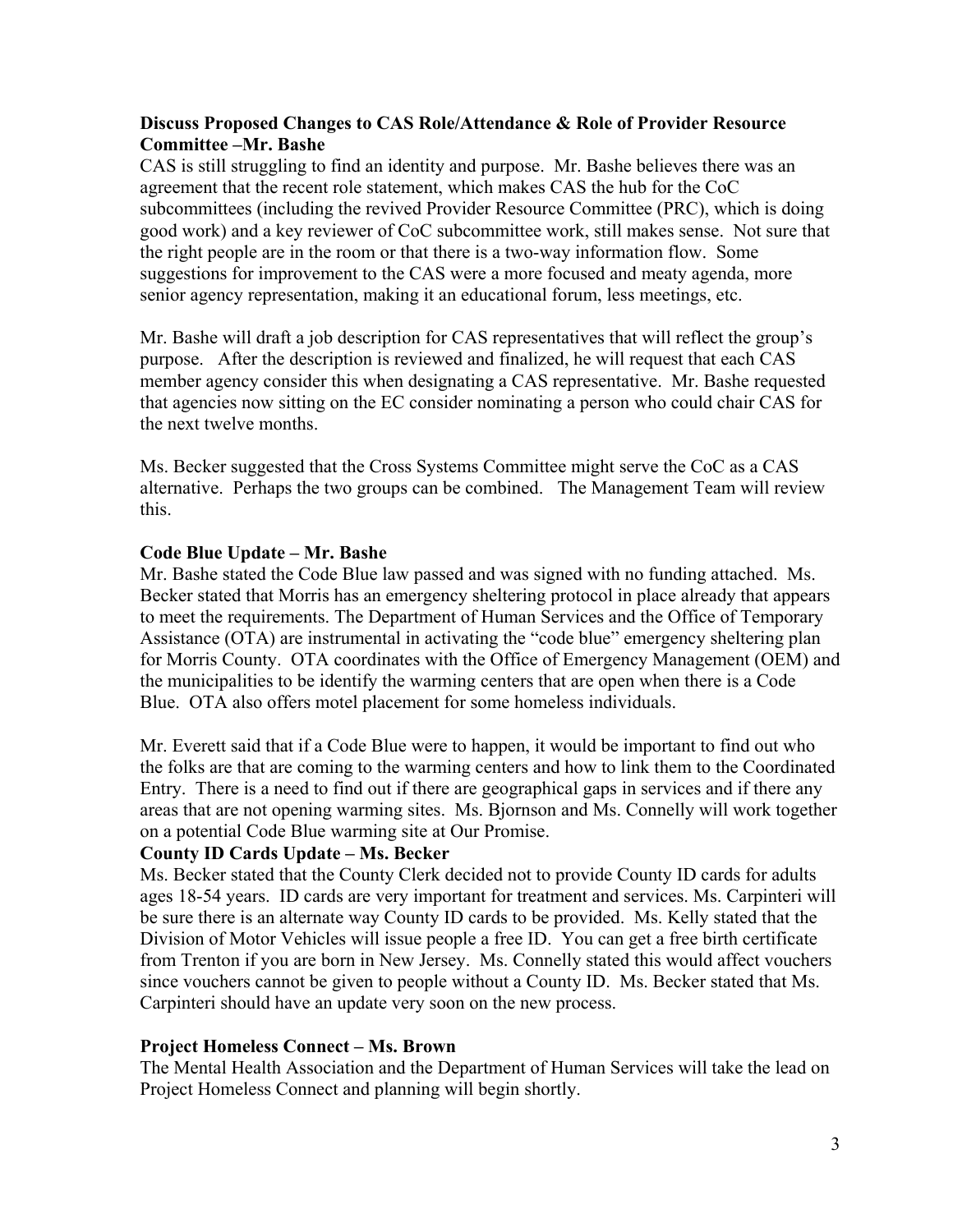**Discuss Proposed Changes to CAS Role/Attendance & Role of Provider Resource Committee –Mr. Bashe**

CAS is still struggling to find an identity and purpose. Mr. Bashe believes there was an agreement that the recent role statement, which makes CAS the hub for the CoC subcommittees (including the revived Provider Resource Committee (PRC), which is doing good work) and a key reviewer of CoC subcommittee work, still makes sense. Not sure that the right people are in the room or that there is a two-way information flow. Some suggestions for improvement to the CAS were a more focused and meaty agenda, more senior agency representation, making it an educational forum, less meetings, etc.

Mr. Bashe will draft a job description for CAS representatives that will reflect the group's purpose. After the description is reviewed and finalized, he will request that each CAS member agency consider this when designating a CAS representative. Mr. Bashe requested that agencies now sitting on the EC consider nominating a person who could chair CAS for the next twelve months.

Ms. Becker suggested that the Cross Systems Committee might serve the CoC as a CAS alternative. Perhaps the two groups can be combined. The Management Team will review this.

**Code Blue Update – Mr. Bashe**

Mr. Bashe stated the Code Blue law passed and was signed with no funding attached. Ms. Becker stated that Morris has an emergency sheltering protocol in place already that appears to meet the requirements. The Department of Human Services and the Office of Temporary Assistance (OTA) are instrumental in activating the "code blue" emergency sheltering plan for Morris County. OTA coordinates with the Office of Emergency Management (OEM) and the municipalities to be identify the warming centers that are open when there is a Code Blue. OTA also offers motel placement for some homeless individuals.

Mr. Everett said that if a Code Blue were to happen, it would be important to find out who the folks are that are coming to the warming centers and how to link them to the Coordinated Entry. There is a need to find out if there are geographical gaps in services and if there any areas that are not opening warming sites. Ms. Bjornson and Ms. Connelly will work together on a potential Code Blue warming site at Our Promise.

**County ID Cards Update – Ms. Becker**

Ms. Becker stated that the County Clerk decided not to provide County ID cards for adults ages 18-54 years. ID cards are very important for treatment and services. Ms. Carpinteri will be sure there is an alternate way County ID cards to be provided. Ms. Kelly stated that the Division of Motor Vehicles will issue people a free ID. You can get a free birth certificate from Trenton if you are born in New Jersey. Ms. Connelly stated this would affect vouchers since vouchers cannot be given to people without a County ID. Ms. Becker stated that Ms. Carpinteri should have an update very soon on the new process.

**Project Homeless Connect – Ms. Brown**

The Mental Health Association and the Department of Human Services will take the lead on Project Homeless Connect and planning will begin shortly.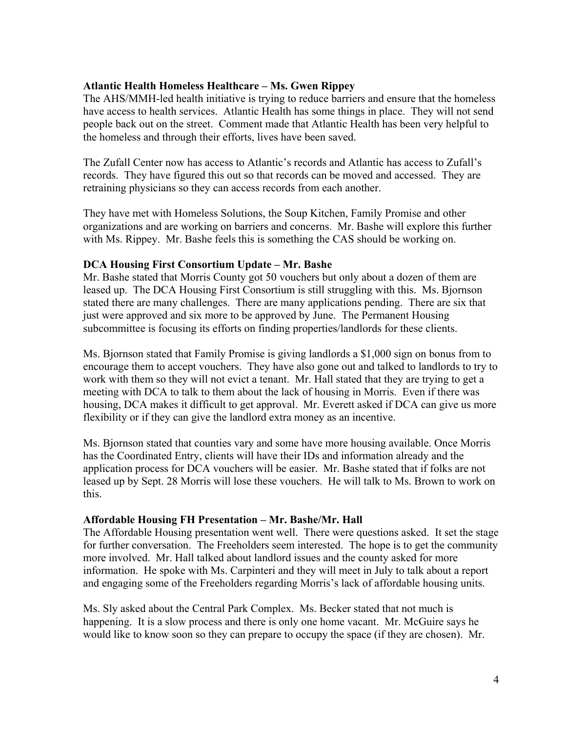**Atlantic Health Homeless Healthcare – Ms. Gwen Rippey**

The AHS/MMH-led health initiative is trying to reduce barriers and ensure that the homeless have access to health services. Atlantic Health has some things in place. They will not send people back out on the street. Comment made that Atlantic Health has been very helpful to the homeless and through their efforts, lives have been saved.

The Zufall Center now has access to Atlantic's records and Atlantic has access to Zufall's records. They have figured this out so that records can be moved and accessed. They are retraining physicians so they can access records from each another.

They have met with Homeless Solutions, the Soup Kitchen, Family Promise and other organizations and are working on barriers and concerns. Mr. Bashe will explore this further with Ms. Rippey. Mr. Bashe feels this is something the CAS should be working on.

**DCA Housing First Consortium Update – Mr. Bashe**

Mr. Bashe stated that Morris County got 50 vouchers but only about a dozen of them are leased up. The DCA Housing First Consortium is still struggling with this. Ms. Bjornson stated there are many challenges. There are many applications pending. There are six that just were approved and six more to be approved by June. The Permanent Housing subcommittee is focusing its efforts on finding properties/landlords for these clients.

Ms. Bjornson stated that Family Promise is giving landlords a $1,000 sign on bonus from to encourage them to accept vouchers. They have also gone out and talked to landlords to try to work with them so they will not evict a tenant. Mr. Hall stated that they are trying to get a meeting with DCA to talk to them about the lack of housing in Morris. Even if there was housing, DCA makes it difficult to get approval. Mr. Everett asked if DCA can give us more flexibility or if they can give the landlord extra money as an incentive.

Ms. Bjornson stated that counties vary and some have more housing available. Once Morris has the Coordinated Entry, clients will have their IDs and information already and the application process for DCA vouchers will be easier. Mr. Bashe stated that if folks are not leased up by Sept. 28 Morris will lose these vouchers. He will talk to Ms. Brown to work on this.

**Affordable Housing FH Presentation – Mr. Bashe/Mr. Hall**

The Affordable Housing presentation went well. There were questions asked. It set the stage for further conversation. The Freeholders seem interested. The hope is to get the community more involved. Mr. Hall talked about landlord issues and the county asked for more information. He spoke with Ms. Carpinteri and they will meet in July to talk about a report and engaging some of the Freeholders regarding Morris's lack of affordable housing units.

Ms. Sly asked about the Central Park Complex. Ms. Becker stated that not much is happening. It is a slow process and there is only one home vacant. Mr. McGuire says he would like to know soon so they can prepare to occupy the space (if they are chosen). Mr.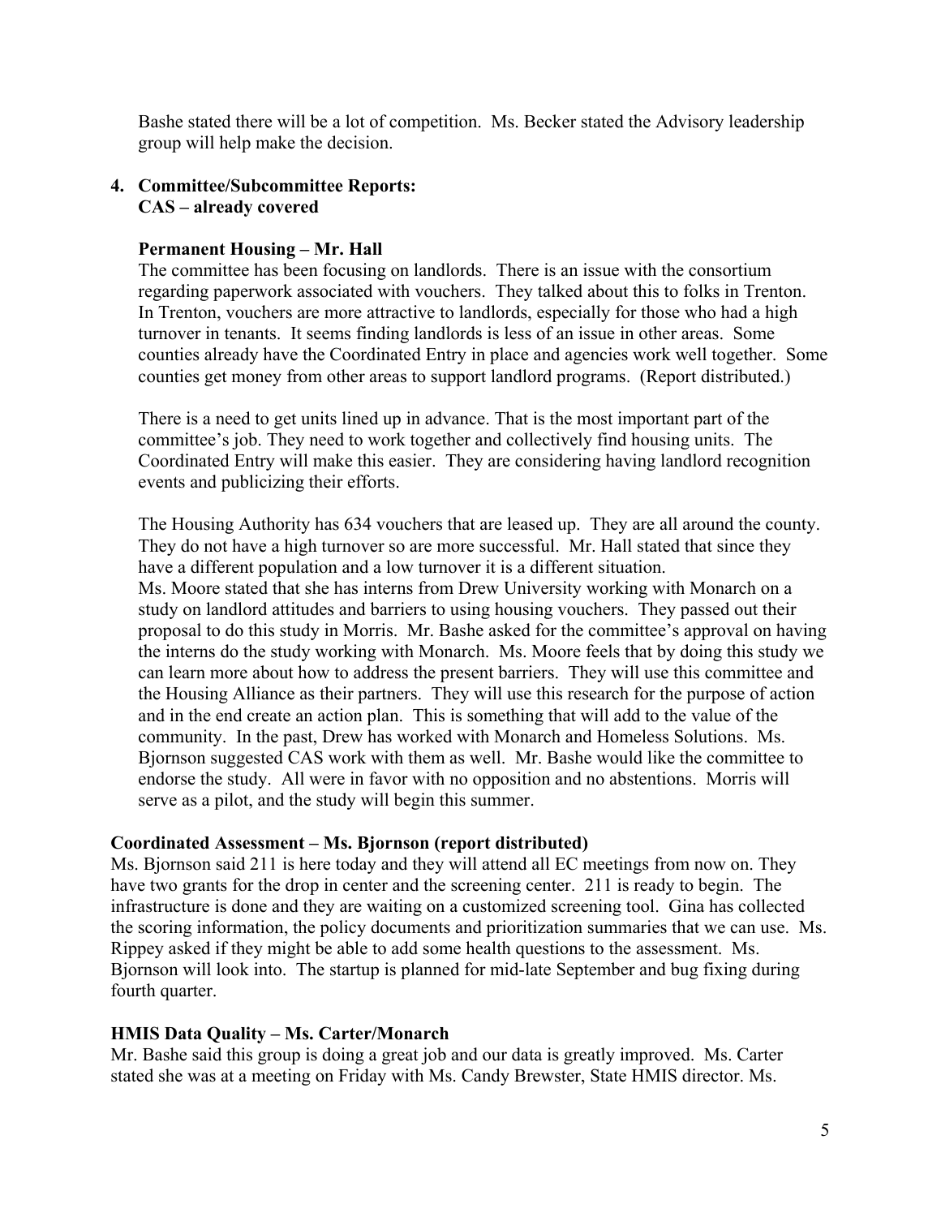Bashe stated there will be a lot of competition. Ms. Becker stated the Advisory leadership group will help make the decision.

**4. Committee/Subcommittee Reports:**
**CAS – already covered**

**Permanent Housing – Mr. Hall**
The committee has been focusing on landlords. There is an issue with the consortium regarding paperwork associated with vouchers. They talked about this to folks in Trenton. In Trenton, vouchers are more attractive to landlords, especially for those who had a high turnover in tenants. It seems finding landlords is less of an issue in other areas. Some counties already have the Coordinated Entry in place and agencies work well together. Some counties get money from other areas to support landlord programs. (Report distributed.)

There is a need to get units lined up in advance. That is the most important part of the committee's job. They need to work together and collectively find housing units. The Coordinated Entry will make this easier. They are considering having landlord recognition events and publicizing their efforts.

The Housing Authority has 634 vouchers that are leased up. They are all around the county. They do not have a high turnover so are more successful. Mr. Hall stated that since they have a different population and a low turnover it is a different situation.
Ms. Moore stated that she has interns from Drew University working with Monarch on a study on landlord attitudes and barriers to using housing vouchers. They passed out their proposal to do this study in Morris. Mr. Bashe asked for the committee's approval on having the interns do the study working with Monarch. Ms. Moore feels that by doing this study we can learn more about how to address the present barriers. They will use this committee and the Housing Alliance as their partners. They will use this research for the purpose of action and in the end create an action plan. This is something that will add to the value of the community. In the past, Drew has worked with Monarch and Homeless Solutions. Ms. Bjornson suggested CAS work with them as well. Mr. Bashe would like the committee to endorse the study. All were in favor with no opposition and no abstentions. Morris will serve as a pilot, and the study will begin this summer.

**Coordinated Assessment – Ms. Bjornson (report distributed)**
Ms. Bjornson said 211 is here today and they will attend all EC meetings from now on. They have two grants for the drop in center and the screening center. 211 is ready to begin. The infrastructure is done and they are waiting on a customized screening tool. Gina has collected the scoring information, the policy documents and prioritization summaries that we can use. Ms. Rippey asked if they might be able to add some health questions to the assessment. Ms. Bjornson will look into. The startup is planned for mid-late September and bug fixing during fourth quarter.

**HMIS Data Quality – Ms. Carter/Monarch**
Mr. Bashe said this group is doing a great job and our data is greatly improved. Ms. Carter stated she was at a meeting on Friday with Ms. Candy Brewster, State HMIS director. Ms.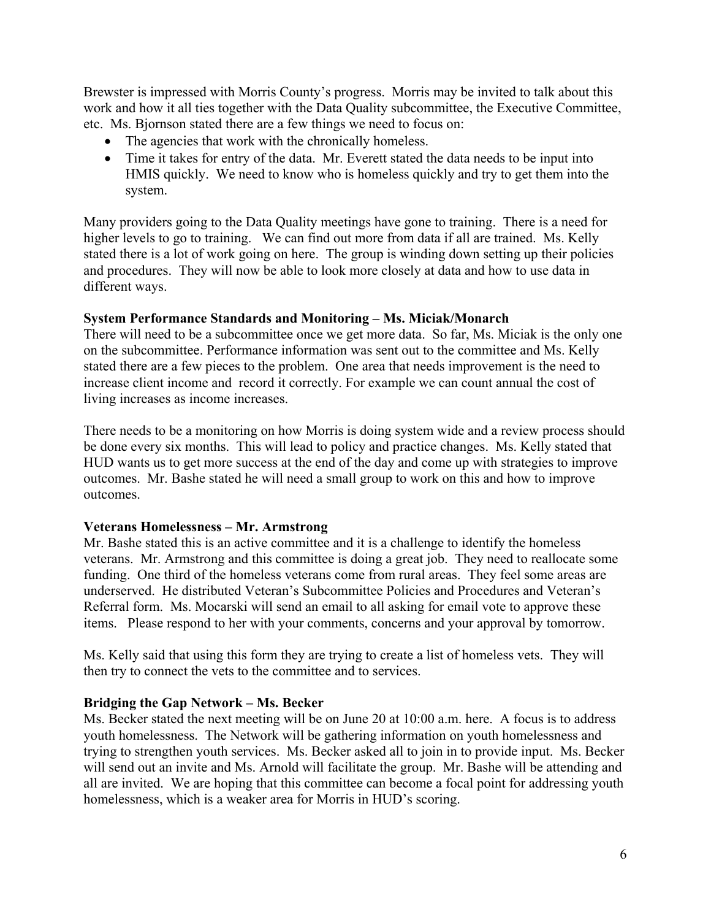Brewster is impressed with Morris County's progress. Morris may be invited to talk about this work and how it all ties together with the Data Quality subcommittee, the Executive Committee, etc. Ms. Bjornson stated there are a few things we need to focus on:

- The agencies that work with the chronically homeless.
- Time it takes for entry of the data. Mr. Everett stated the data needs to be input into HMIS quickly. We need to know who is homeless quickly and try to get them into the system.

Many providers going to the Data Quality meetings have gone to training. There is a need for higher levels to go to training. We can find out more from data if all are trained. Ms. Kelly stated there is a lot of work going on here. The group is winding down setting up their policies and procedures. They will now be able to look more closely at data and how to use data in different ways.

**System Performance Standards and Monitoring – Ms. Miciak/Monarch**

There will need to be a subcommittee once we get more data. So far, Ms. Miciak is the only one on the subcommittee. Performance information was sent out to the committee and Ms. Kelly stated there are a few pieces to the problem. One area that needs improvement is the need to increase client income and record it correctly. For example we can count annual the cost of living increases as income increases.

There needs to be a monitoring on how Morris is doing system wide and a review process should be done every six months. This will lead to policy and practice changes. Ms. Kelly stated that HUD wants us to get more success at the end of the day and come up with strategies to improve outcomes. Mr. Bashe stated he will need a small group to work on this and how to improve outcomes.

**Veterans Homelessness – Mr. Armstrong**

Mr. Bashe stated this is an active committee and it is a challenge to identify the homeless veterans. Mr. Armstrong and this committee is doing a great job. They need to reallocate some funding. One third of the homeless veterans come from rural areas. They feel some areas are underserved. He distributed Veteran's Subcommittee Policies and Procedures and Veteran's Referral form. Ms. Mocarski will send an email to all asking for email vote to approve these items. Please respond to her with your comments, concerns and your approval by tomorrow.

Ms. Kelly said that using this form they are trying to create a list of homeless vets. They will then try to connect the vets to the committee and to services.

**Bridging the Gap Network – Ms. Becker**

Ms. Becker stated the next meeting will be on June 20 at 10:00 a.m. here. A focus is to address youth homelessness. The Network will be gathering information on youth homelessness and trying to strengthen youth services. Ms. Becker asked all to join in to provide input. Ms. Becker will send out an invite and Ms. Arnold will facilitate the group. Mr. Bashe will be attending and all are invited. We are hoping that this committee can become a focal point for addressing youth homelessness, which is a weaker area for Morris in HUD's scoring.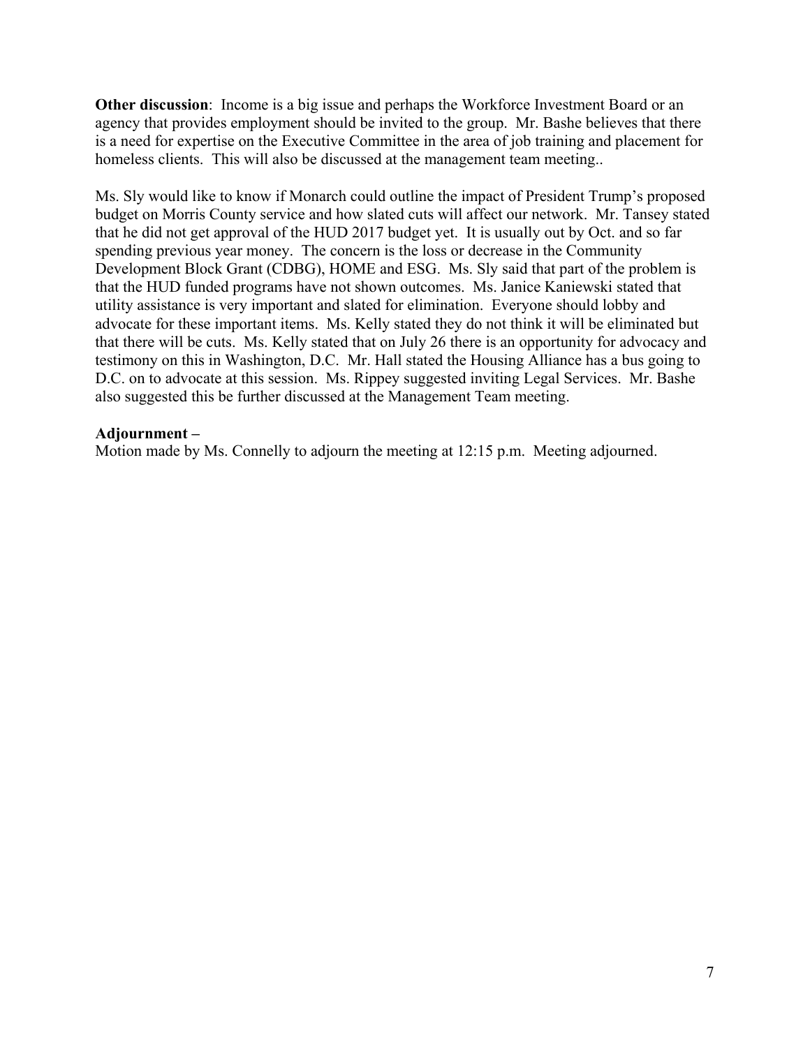**Other discussion**: Income is a big issue and perhaps the Workforce Investment Board or an agency that provides employment should be invited to the group. Mr. Bashe believes that there is a need for expertise on the Executive Committee in the area of job training and placement for homeless clients. This will also be discussed at the management team meeting..

Ms. Sly would like to know if Monarch could outline the impact of President Trump's proposed budget on Morris County service and how slated cuts will affect our network. Mr. Tansey stated that he did not get approval of the HUD 2017 budget yet. It is usually out by Oct. and so far spending previous year money. The concern is the loss or decrease in the Community Development Block Grant (CDBG), HOME and ESG. Ms. Sly said that part of the problem is that the HUD funded programs have not shown outcomes. Ms. Janice Kaniewski stated that utility assistance is very important and slated for elimination. Everyone should lobby and advocate for these important items. Ms. Kelly stated they do not think it will be eliminated but that there will be cuts. Ms. Kelly stated that on July 26 there is an opportunity for advocacy and testimony on this in Washington, D.C. Mr. Hall stated the Housing Alliance has a bus going to D.C. on to advocate at this session. Ms. Rippey suggested inviting Legal Services. Mr. Bashe also suggested this be further discussed at the Management Team meeting.

**Adjournment –**

Motion made by Ms. Connelly to adjourn the meeting at 12:15 p.m. Meeting adjourned.